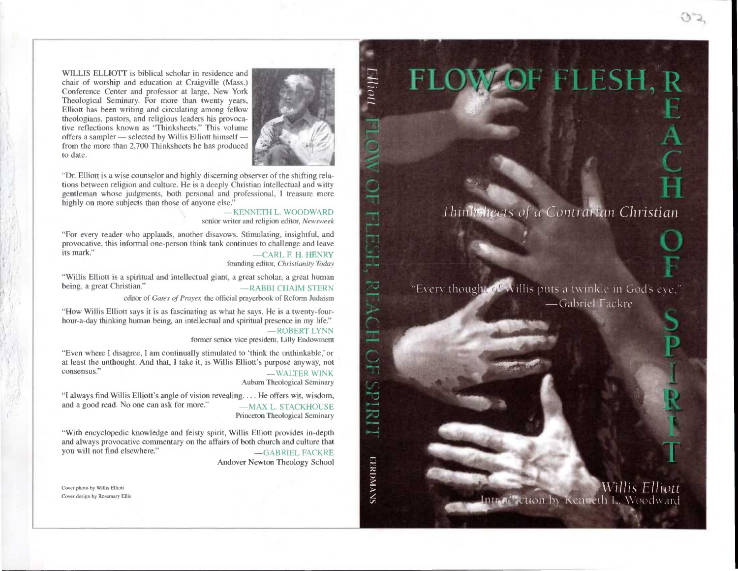WILLIS ELLIOTT is biblical scholar in residence and chair of worship and education at Craigville (Mass.) Conference Center and professor at large, New York Theological Seminary. For more than twenty years, Elliott has been writing and circulating among fellow theologians, pastors, and religious leaders his provocative reflections known as "Thinksheets." This volume offers a sampler — selected by Willis Elliott himself — from the more than 2,700 Thinksheets he has produced to date.

"Dr. Elliott is a wise counselor and highly discerning observer of the shifting relations between religion and culture. He is a deeply Christian intellectual and witty gentleman whose judgments, both personal and professional, I treasure more highly on more subjects than those of anyone else."

—KENNETH L. WOODWARD
senior writer and religion editor, *Newsweek*

"For every reader who applauds, another disavows. Stimulating, insightful, and provocative, this informal one-person think tank continues to challenge and leave its mark."

—CARL F. H. HENRY
founding editor, *Christianity Today*

"Willis Elliott is a spiritual and intellectual giant, a great scholar, a great human being, a great Christian."

—RABBI CHAIM STERN
editor of *Gates of Prayer*, the official prayerbook of Reform Judaism

"How Willis Elliott says it is as fascinating as what he says. He is a twenty-four-hour-a-day thinking human being, an intellectual and spiritual presence in my life."

—ROBERT LYNN
former senior vice president, Lilly Endowment

"Even where I disagree, I am continually stimulated to 'think the unthinkable,' or at least the unthought. And that, I take it, is Willis Elliott's purpose anyway, not consensus."

—WALTER WINK
Auburn Theological Seminary

"I always find Willis Elliott's angle of vision revealing. . . . He offers wit, wisdom, and a good read. No one can ask for more."

—MAX L. STACKHOUSE
Princeton Theological Seminary

"With encyclopedic knowledge and feisty spirit, Willis Elliott provides in-depth and always provocative commentary on the affairs of both church and culture that you will not find elsewhere."

—GABRIEL FACKRE
Andover Newton Theology School

Cover photo by Willis Elliott
Cover design by Rosemary Ellis

Elliott FLOW OF FLESH, REACH OF SPIRIT EERDMANS

# FLOW OF FLESH, REACH OF SPIRIT

## *Thinksheets of a Contrarian Christian*

"Every thought of Willis puts a twinkle in God's eye."
—Gabriel Fackre

*Willis Elliott*

Introduction by Kenneth L. Woodward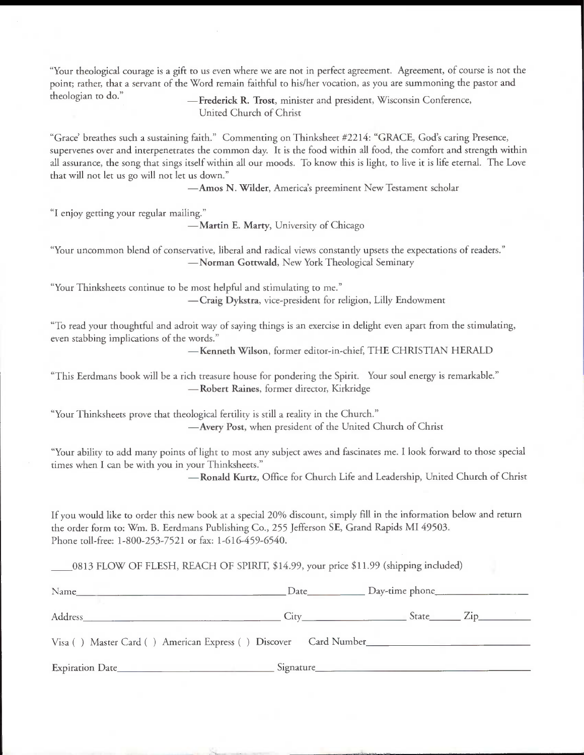"Your theological courage is a gift to us even where we are not in perfect agreement. Agreement, of course is not the point; rather, that a servant of the Word remain faithful to his/her vocation, as you are summoning the pastor and theologian to do."

—**Frederick R. Trost**, minister and president, Wisconsin Conference, United Church of Christ

"Grace' breathes such a sustaining faith." Commenting on Thinksheet #2214: "GRACE, God's caring Presence, supervenes over and interpenetrates the common day. It is the food within all food, the comfort and strength within all assurance, the song that sings itself within all our moods. To know this is light, to live it is life eternal. The Love that will not let us go will not let us down."

—**Amos N. Wilder**, America's preeminent New Testament scholar

"I enjoy getting your regular mailing."

—**Martin E. Marty**, University of Chicago

"Your uncommon blend of conservative, liberal and radical views constantly upsets the expectations of readers."

—**Norman Gottwald**, New York Theological Seminary

"Your Thinksheets continue to be most helpful and stimulating to me."

—**Craig Dykstra**, vice-president for religion, Lilly Endowment

"To read your thoughtful and adroit way of saying things is an exercise in delight even apart from the stimulating, even stabbing implications of the words."

—**Kenneth Wilson**, former editor-in-chief, THE CHRISTIAN HERALD

"This Eerdmans book will be a rich treasure house for pondering the Spirit. Your soul energy is remarkable."

—**Robert Raines**, former director, Kirkridge

"Your Thinksheets prove that theological fertility is still a reality in the Church."

—**Avery Post**, when president of the United Church of Christ

"Your ability to add many points of light to most any subject awes and fascinates me. I look forward to those special times when I can be with you in your Thinksheets."

—**Ronald Kurtz**, Office for Church Life and Leadership, United Church of Christ

If you would like to order this new book at a special 20% discount, simply fill in the information below and return the order form to: Wm. B. Eerdmans Publishing Co., 255 Jefferson SE, Grand Rapids MI 49503. Phone toll-free: 1-800-253-7521 or fax: 1-616-459-6540.

\_\_\_\_0813 FLOW OF FLESH, REACH OF SPIRIT, $14.99, your price $11.99 (shipping included)

Name\_\_\_\_\_\_\_\_\_\_\_\_\_\_\_\_\_\_\_\_ Date\_\_\_\_\_\_\_\_\_\_ Day-time phone\_\_\_\_\_\_\_\_\_\_\_\_\_\_\_\_

Address\_\_\_\_\_\_\_\_\_\_\_\_\_\_\_\_\_\_\_\_ City\_\_\_\_\_\_\_\_\_\_\_\_\_\_\_\_ State\_\_\_\_\_ Zip\_\_\_\_\_\_\_\_

Visa ( ) Master Card ( ) American Express ( ) Discover Card Number\_\_\_\_\_\_\_\_\_\_\_\_\_\_\_\_\_\_\_\_

Expiration Date\_\_\_\_\_\_\_\_\_\_\_\_\_\_\_\_\_\_\_\_ Signature\_\_\_\_\_\_\_\_\_\_\_\_\_\_\_\_\_\_\_\_